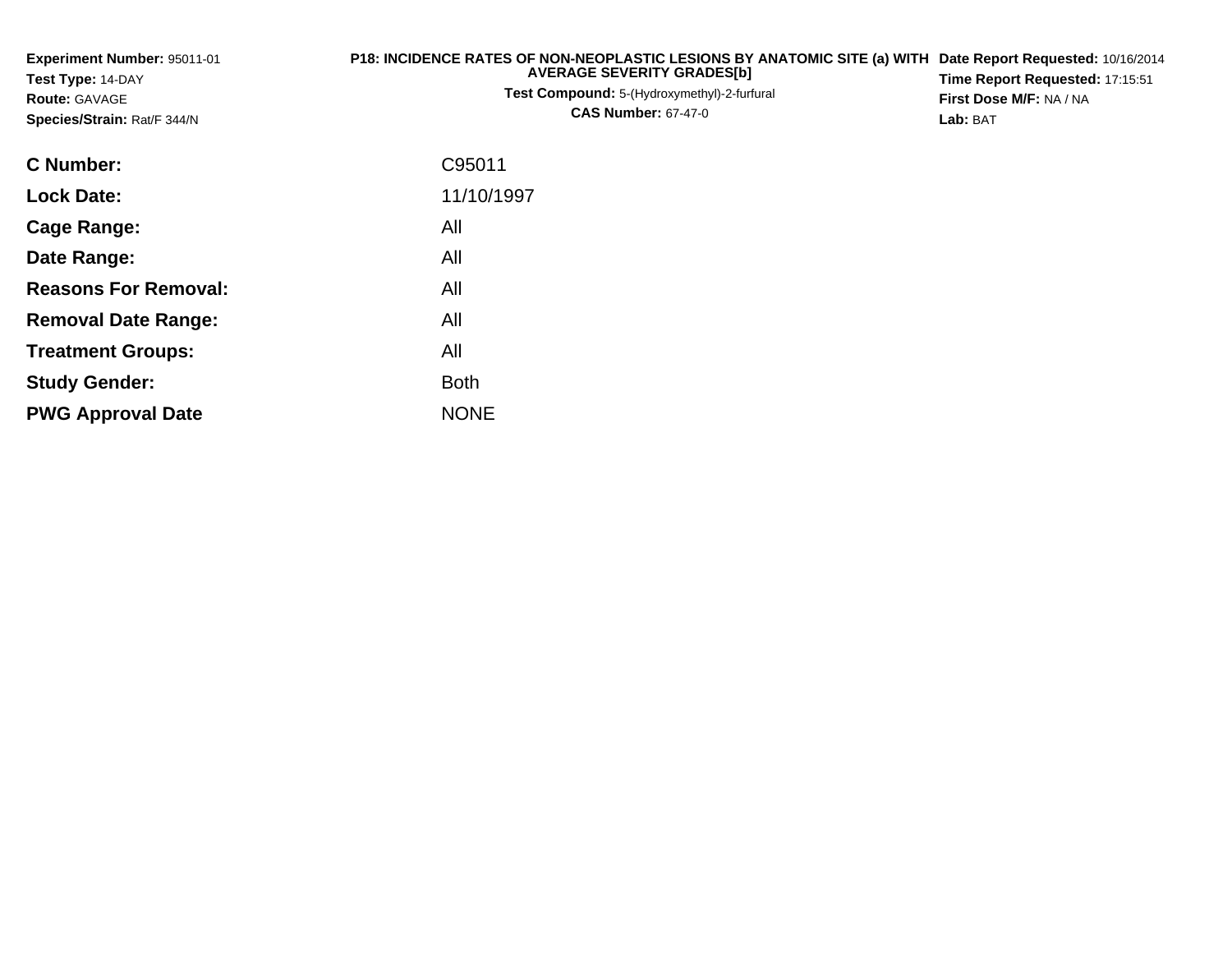**Experiment Number:** 95011-01
**Test Type:** 14-DAY
**Route:** GAVAGE
**Species/Strain:** Rat/F 344/N

**P18: INCIDENCE RATES OF NON-NEOPLASTIC LESIONS BY ANATOMIC SITE (a) WITH AVERAGE SEVERITY GRADES[b]**
**Test Compound:** 5-(Hydroxymethyl)-2-furfural
**CAS Number:** 67-47-0

**Date Report Requested:** 10/16/2014
**Time Report Requested:** 17:15:51
**First Dose M/F:** NA / NA
**Lab:** BAT

| | |
|---|---|
| **C Number:** | C95011 |
| **Lock Date:** | 11/10/1997 |
| **Cage Range:** | All |
| **Date Range:** | All |
| **Reasons For Removal:** | All |
| **Removal Date Range:** | All |
| **Treatment Groups:** | All |
| **Study Gender:** | Both |
| **PWG Approval Date** | NONE |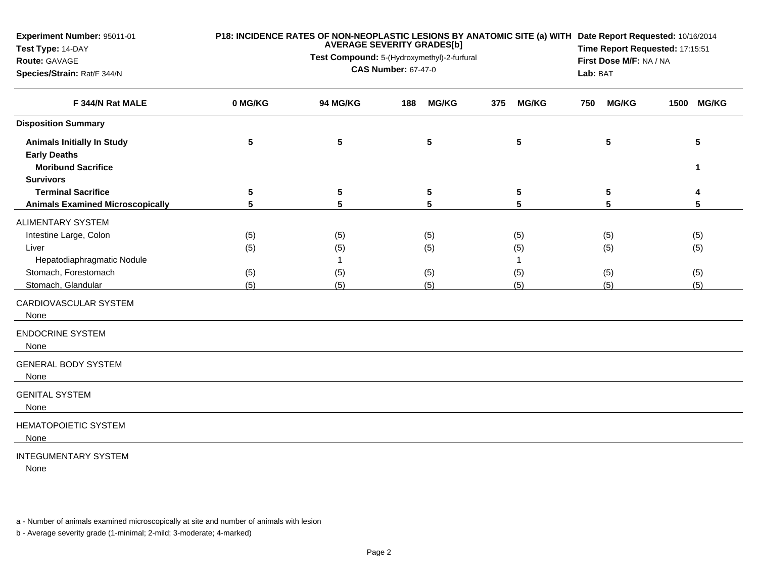**Experiment Number:** 95011-01
**Test Type:** 14-DAY
**Route:** GAVAGE
**Species/Strain:** Rat/F 344/N

**P18: INCIDENCE RATES OF NON-NEOPLASTIC LESIONS BY ANATOMIC SITE (a) WITH AVERAGE SEVERITY GRADES[b]**
**Test Compound:** 5-(Hydroxymethyl)-2-furfural
**CAS Number:** 67-47-0

**Date Report Requested:** 10/16/2014
**Time Report Requested:** 17:15:51
**First Dose M/F:** NA / NA
**Lab:** BAT

| F 344/N Rat MALE | 0 MG/KG | 94 MG/KG | 188 MG/KG | 375 MG/KG | 750 MG/KG | 1500 MG/KG |
|---|---|---|---|---|---|---|
| **Disposition Summary** | | | | | | |
| **Animals Initially In Study** | **5** | **5** | **5** | **5** | **5** | **5** |
| **Early Deaths** | | | | | | |
| **Moribund Sacrifice** | | | | | | **1** |
| **Survivors** | | | | | | |
| **Terminal Sacrifice** | **5** | **5** | **5** | **5** | **5** | **4** |
| **Animals Examined Microscopically** | **5** | **5** | **5** | **5** | **5** | **5** |
| ALIMENTARY SYSTEM | | | | | | |
| Intestine Large, Colon | (5) | (5) | (5) | (5) | (5) | (5) |
| Liver | (5) | (5) | (5) | (5) | (5) | (5) |
| Hepatodiaphragmatic Nodule | | 1 | | 1 | | |
| Stomach, Forestomach | (5) | (5) | (5) | (5) | (5) | (5) |
| Stomach, Glandular | (5) | (5) | (5) | (5) | (5) | (5) |
| CARDIOVASCULAR SYSTEM | | | | | | |
| None | | | | | | |
| ENDOCRINE SYSTEM | | | | | | |
| None | | | | | | |
| GENERAL BODY SYSTEM | | | | | | |
| None | | | | | | |
| GENITAL SYSTEM | | | | | | |
| None | | | | | | |
| HEMATOPOIETIC SYSTEM | | | | | | |
| None | | | | | | |
| INTEGUMENTARY SYSTEM | | | | | | |
| None | | | | | | |

a - Number of animals examined microscopically at site and number of animals with lesion

b - Average severity grade (1-minimal; 2-mild; 3-moderate; 4-marked)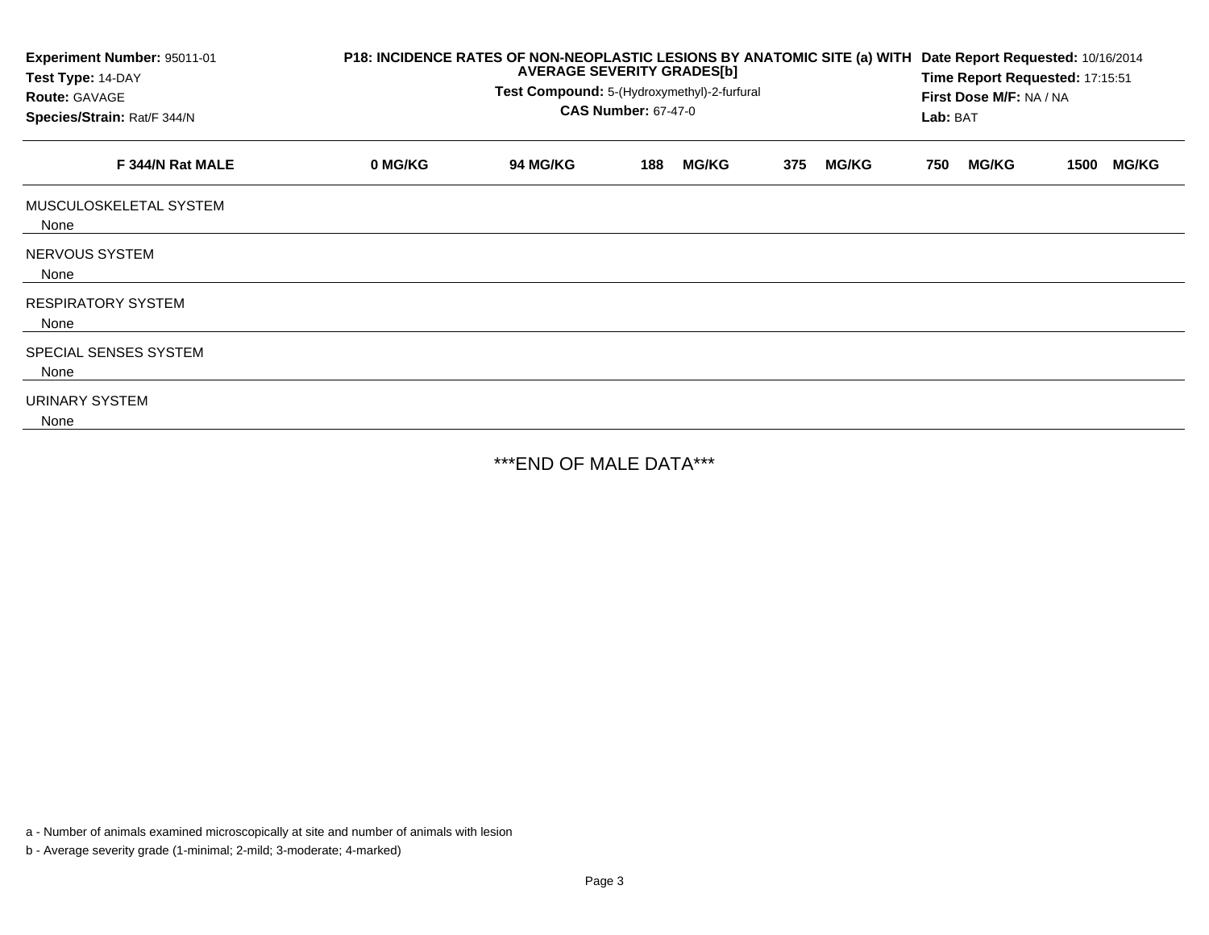**Experiment Number:** 95011-01
**Test Type:** 14-DAY
**Route:** GAVAGE
**Species/Strain:** Rat/F 344/N

**P18: INCIDENCE RATES OF NON-NEOPLASTIC LESIONS BY ANATOMIC SITE (a) WITH AVERAGE SEVERITY GRADES[b]**
**Test Compound:** 5-(Hydroxymethyl)-2-furfural
**CAS Number:** 67-47-0

**Date Report Requested:** 10/16/2014
**Time Report Requested:** 17:15:51
**First Dose M/F:** NA / NA
**Lab:** BAT

| F 344/N Rat MALE | 0 MG/KG | 94 MG/KG | 188 MG/KG | 375 MG/KG | 750 MG/KG | 1500 MG/KG |
|---|---|---|---|---|---|---|
| MUSCULOSKELETAL SYSTEM | | | | | | |
| None | | | | | | |
| NERVOUS SYSTEM | | | | | | |
| None | | | | | | |
| RESPIRATORY SYSTEM | | | | | | |
| None | | | | | | |
| SPECIAL SENSES SYSTEM | | | | | | |
| None | | | | | | |
| URINARY SYSTEM | | | | | | |
| None | | | | | | |

***END OF MALE DATA***

a - Number of animals examined microscopically at site and number of animals with lesion

b - Average severity grade (1-minimal; 2-mild; 3-moderate; 4-marked)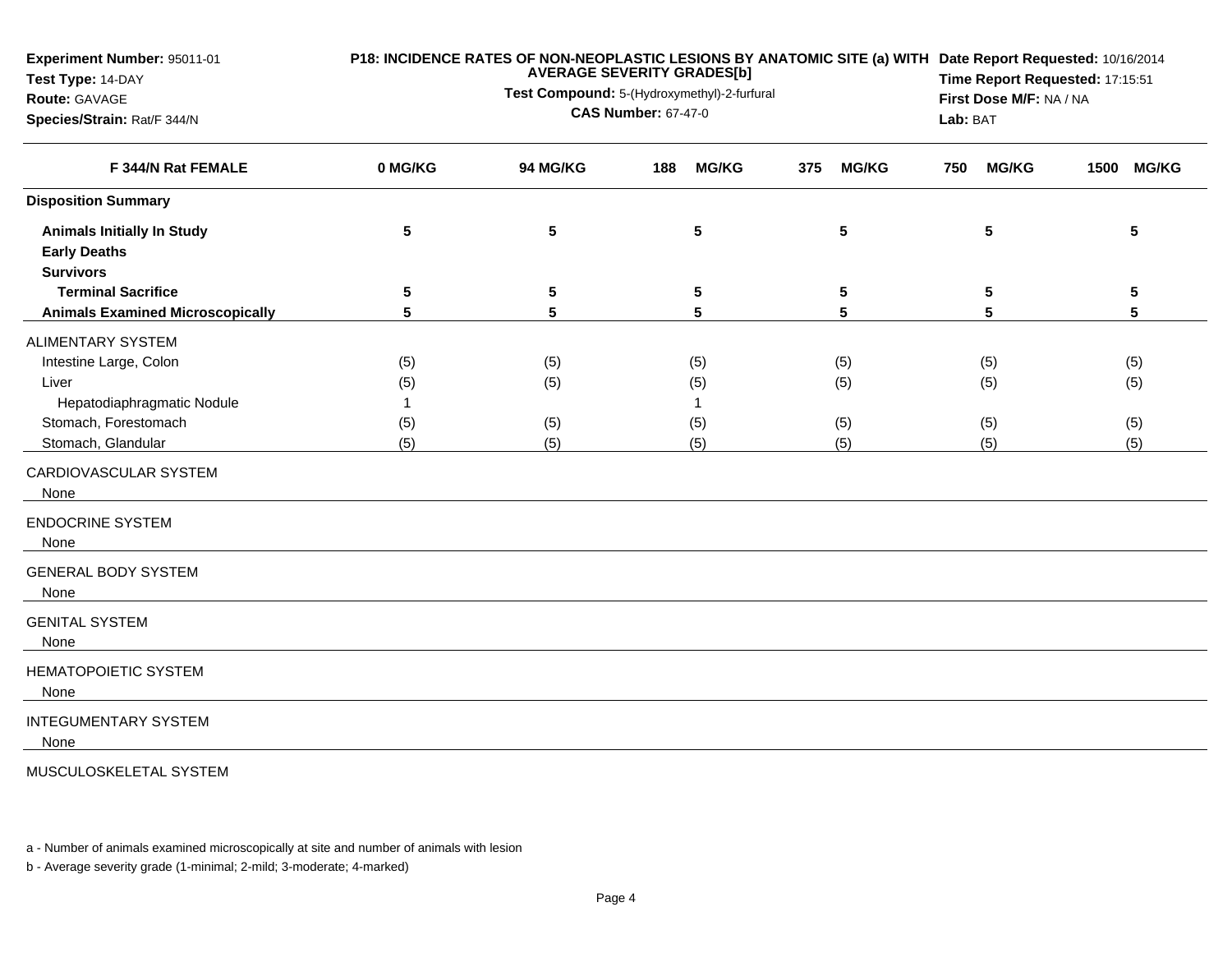**Experiment Number:** 95011-01
**Test Type:** 14-DAY
**Route:** GAVAGE
**Species/Strain:** Rat/F 344/N

**P18: INCIDENCE RATES OF NON-NEOPLASTIC LESIONS BY ANATOMIC SITE (a) WITH AVERAGE SEVERITY GRADES[b]**
**Test Compound:** 5-(Hydroxymethyl)-2-furfural
**CAS Number:** 67-47-0

**Date Report Requested:** 10/16/2014
**Time Report Requested:** 17:15:51
**First Dose M/F:** NA / NA
**Lab:** BAT

| F 344/N Rat FEMALE | 0 MG/KG | 94 MG/KG | 188 MG/KG | 375 MG/KG | 750 MG/KG | 1500 MG/KG |
|---|---|---|---|---|---|---|
| **Disposition Summary** | | | | | | |
| **Animals Initially In Study** | 5 | 5 | 5 | 5 | 5 | 5 |
| **Early Deaths** | | | | | | |
| **Survivors** | | | | | | |
| **Terminal Sacrifice** | 5 | 5 | 5 | 5 | 5 | 5 |
| **Animals Examined Microscopically** | 5 | 5 | 5 | 5 | 5 | 5 |
| ALIMENTARY SYSTEM | | | | | | |
| Intestine Large, Colon | (5) | (5) | (5) | (5) | (5) | (5) |
| Liver | (5) | (5) | (5) | (5) | (5) | (5) |
| Hepatodiaphragmatic Nodule | 1 | | 1 | | | |
| Stomach, Forestomach | (5) | (5) | (5) | (5) | (5) | (5) |
| Stomach, Glandular | (5) | (5) | (5) | (5) | (5) | (5) |
| CARDIOVASCULAR SYSTEM | | | | | | |
| None | | | | | | |
| ENDOCRINE SYSTEM | | | | | | |
| None | | | | | | |
| GENERAL BODY SYSTEM | | | | | | |
| None | | | | | | |
| GENITAL SYSTEM | | | | | | |
| None | | | | | | |
| HEMATOPOIETIC SYSTEM | | | | | | |
| None | | | | | | |
| INTEGUMENTARY SYSTEM | | | | | | |
| None | | | | | | |
| MUSCULOSKELETAL SYSTEM | | | | | | |

a - Number of animals examined microscopically at site and number of animals with lesion

b - Average severity grade (1-minimal; 2-mild; 3-moderate; 4-marked)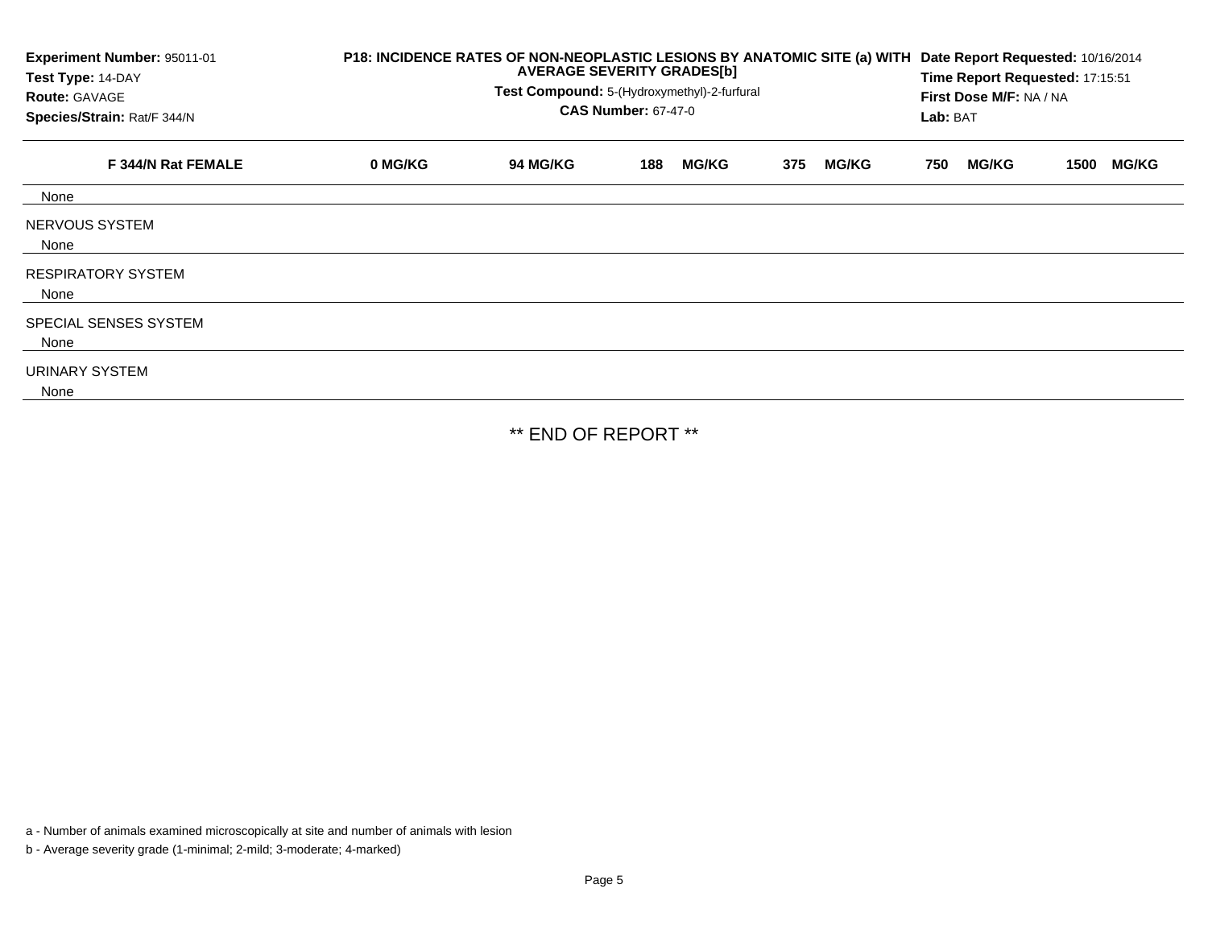**Experiment Number:** 95011-01
**Test Type:** 14-DAY
**Route:** GAVAGE
**Species/Strain:** Rat/F 344/N

**P18: INCIDENCE RATES OF NON-NEOPLASTIC LESIONS BY ANATOMIC SITE (a) WITH AVERAGE SEVERITY GRADES[b]**
**Test Compound:** 5-(Hydroxymethyl)-2-furfural
**CAS Number:** 67-47-0

**Date Report Requested:** 10/16/2014
**Time Report Requested:** 17:15:51
**First Dose M/F:** NA / NA
**Lab:** BAT

| F 344/N Rat FEMALE | 0 MG/KG | 94 MG/KG | 188 MG/KG | 375 MG/KG | 750 MG/KG | 1500 MG/KG |
|---|---|---|---|---|---|---|
| None | | | | | | |
| NERVOUS SYSTEM | | | | | | |
| None | | | | | | |
| RESPIRATORY SYSTEM | | | | | | |
| None | | | | | | |
| SPECIAL SENSES SYSTEM | | | | | | |
| None | | | | | | |
| URINARY SYSTEM | | | | | | |
| None | | | | | | |

** END OF REPORT **

a - Number of animals examined microscopically at site and number of animals with lesion

b - Average severity grade (1-minimal; 2-mild; 3-moderate; 4-marked)